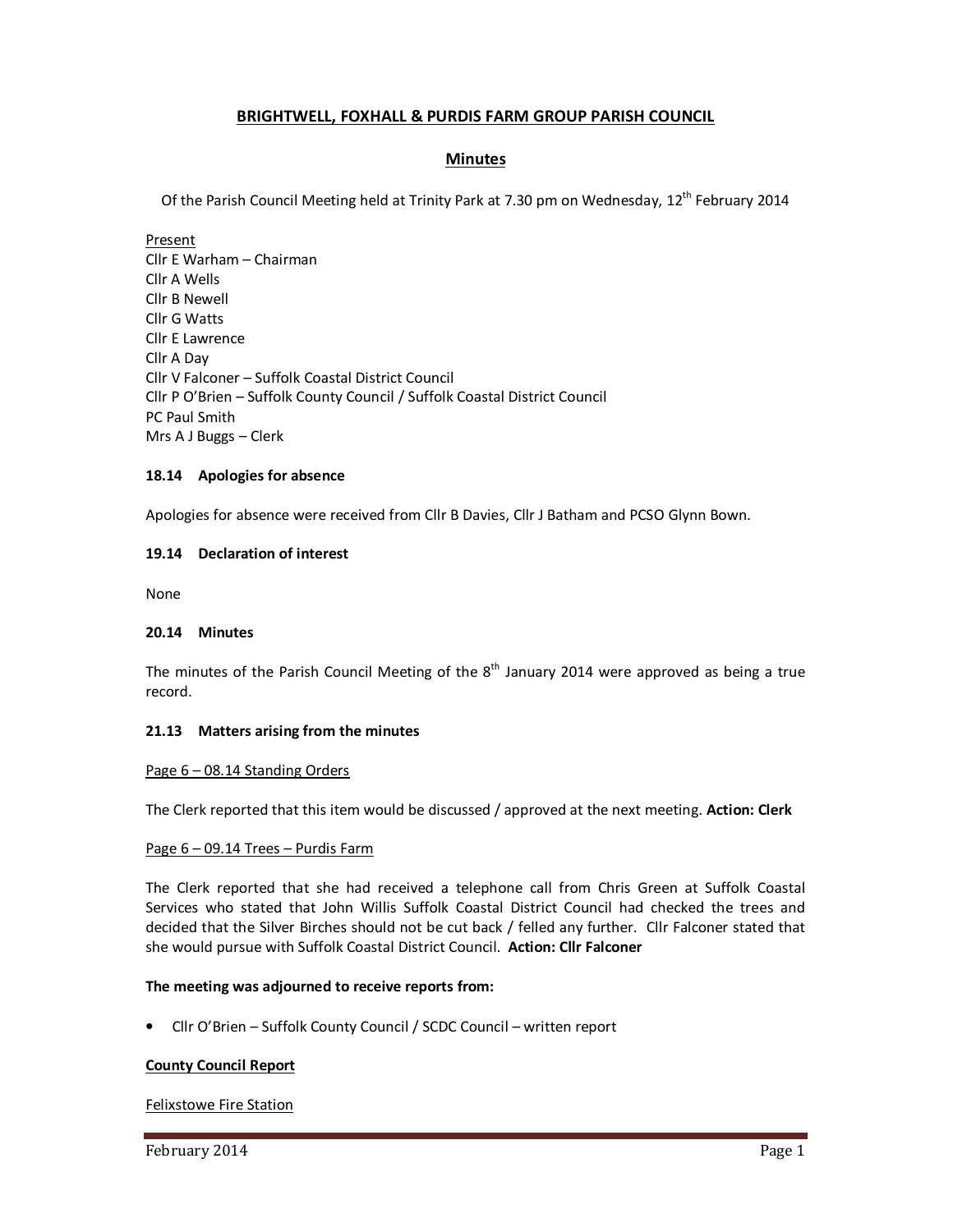# BRIGHTWELL, FOXHALL & PURDIS FARM GROUP PARISH COUNCIL

## Minutes

Of the Parish Council Meeting held at Trinity Park at 7.30 pm on Wednesday, 12th February 2014

Present
Cllr E Warham – Chairman
Cllr A Wells
Cllr B Newell
Cllr G Watts
Cllr E Lawrence
Cllr A Day
Cllr V Falconer – Suffolk Coastal District Council
Cllr P O'Brien – Suffolk County Council / Suffolk Coastal District Council
PC Paul Smith
Mrs A J Buggs – Clerk

### 18.14 Apologies for absence

Apologies for absence were received from Cllr B Davies, Cllr J Batham and PCSO Glynn Bown.

### 19.14 Declaration of interest

None

### 20.14 Minutes

The minutes of the Parish Council Meeting of the 8th January 2014 were approved as being a true record.

### 21.13 Matters arising from the minutes

Page 6 – 08.14 Standing Orders

The Clerk reported that this item would be discussed / approved at the next meeting. **Action: Clerk**

Page 6 – 09.14 Trees – Purdis Farm

The Clerk reported that she had received a telephone call from Chris Green at Suffolk Coastal Services who stated that John Willis Suffolk Coastal District Council had checked the trees and decided that the Silver Birches should not be cut back / felled any further. Cllr Falconer stated that she would pursue with Suffolk Coastal District Council. **Action: Cllr Falconer**

**The meeting was adjourned to receive reports from:**

- Cllr O'Brien – Suffolk County Council / SCDC Council – written report

**County Council Report**

Felixstowe Fire Station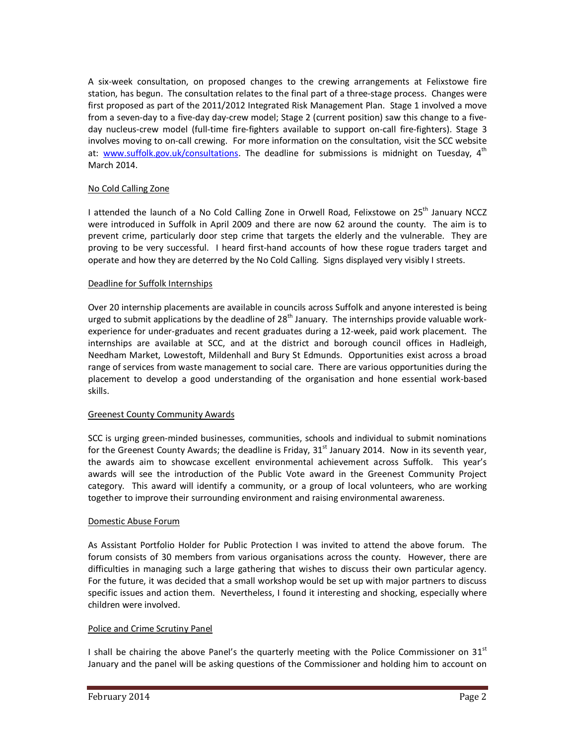A six-week consultation, on proposed changes to the crewing arrangements at Felixstowe fire station, has begun. The consultation relates to the final part of a three-stage process. Changes were first proposed as part of the 2011/2012 Integrated Risk Management Plan. Stage 1 involved a move from a seven-day to a five-day day-crew model; Stage 2 (current position) saw this change to a five-day nucleus-crew model (full-time fire-fighters available to support on-call fire-fighters). Stage 3 involves moving to on-call crewing. For more information on the consultation, visit the SCC website at: [www.suffolk.gov.uk/consultations](www.suffolk.gov.uk/consultations). The deadline for submissions is midnight on Tuesday, 4th March 2014.

## No Cold Calling Zone

I attended the launch of a No Cold Calling Zone in Orwell Road, Felixstowe on 25th January NCCZ were introduced in Suffolk in April 2009 and there are now 62 around the county. The aim is to prevent crime, particularly door step crime that targets the elderly and the vulnerable. They are proving to be very successful. I heard first-hand accounts of how these rogue traders target and operate and how they are deterred by the No Cold Calling. Signs displayed very visibly I streets.

## Deadline for Suffolk Internships

Over 20 internship placements are available in councils across Suffolk and anyone interested is being urged to submit applications by the deadline of 28th January. The internships provide valuable work-experience for under-graduates and recent graduates during a 12-week, paid work placement. The internships are available at SCC, and at the district and borough council offices in Hadleigh, Needham Market, Lowestoft, Mildenhall and Bury St Edmunds. Opportunities exist across a broad range of services from waste management to social care. There are various opportunities during the placement to develop a good understanding of the organisation and hone essential work-based skills.

## Greenest County Community Awards

SCC is urging green-minded businesses, communities, schools and individual to submit nominations for the Greenest County Awards; the deadline is Friday, 31st January 2014. Now in its seventh year, the awards aim to showcase excellent environmental achievement across Suffolk. This year's awards will see the introduction of the Public Vote award in the Greenest Community Project category. This award will identify a community, or a group of local volunteers, who are working together to improve their surrounding environment and raising environmental awareness.

## Domestic Abuse Forum

As Assistant Portfolio Holder for Public Protection I was invited to attend the above forum. The forum consists of 30 members from various organisations across the county. However, there are difficulties in managing such a large gathering that wishes to discuss their own particular agency. For the future, it was decided that a small workshop would be set up with major partners to discuss specific issues and action them. Nevertheless, I found it interesting and shocking, especially where children were involved.

## Police and Crime Scrutiny Panel

I shall be chairing the above Panel's the quarterly meeting with the Police Commissioner on 31st January and the panel will be asking questions of the Commissioner and holding him to account on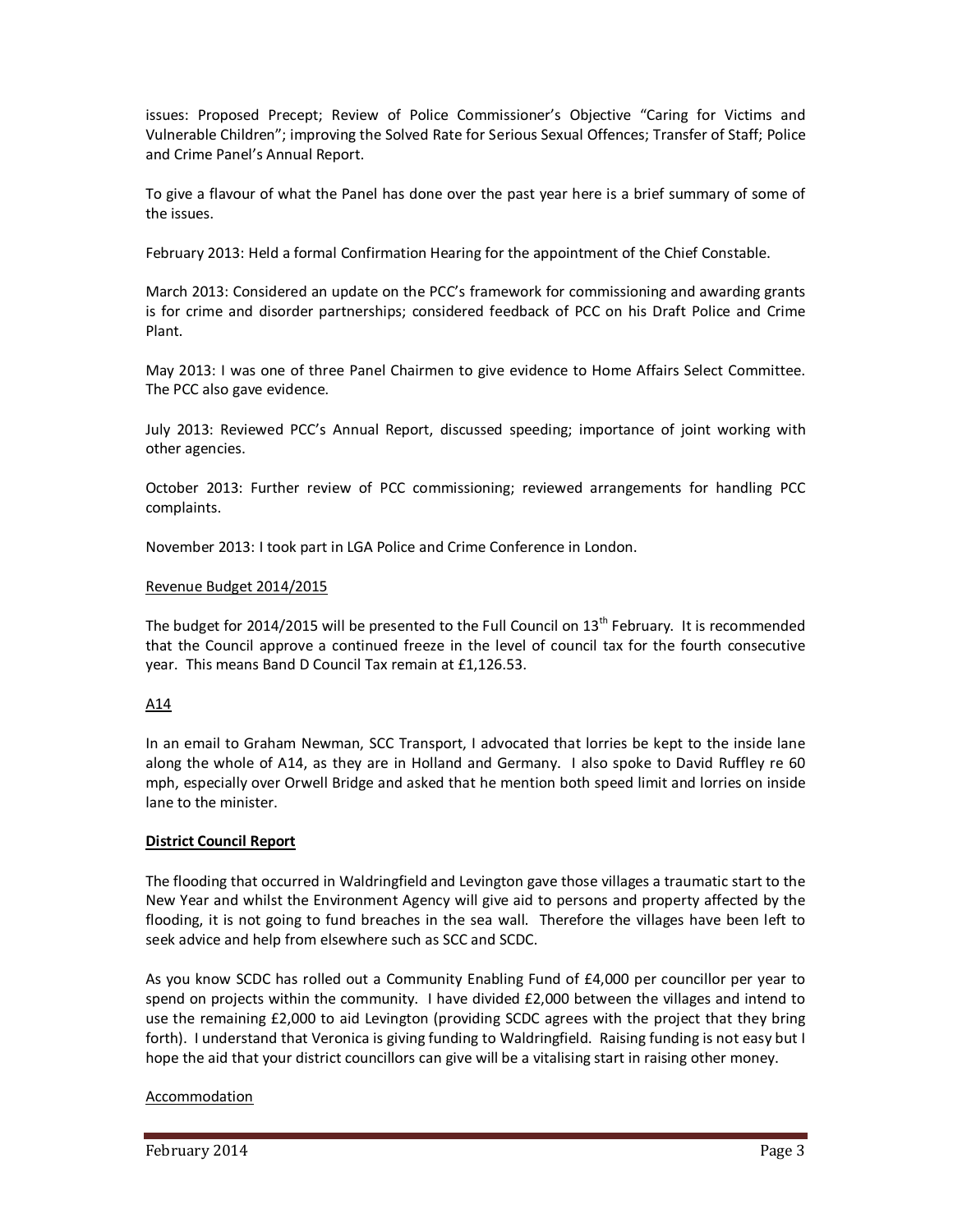issues: Proposed Precept; Review of Police Commissioner's Objective "Caring for Victims and Vulnerable Children"; improving the Solved Rate for Serious Sexual Offences; Transfer of Staff; Police and Crime Panel's Annual Report.

To give a flavour of what the Panel has done over the past year here is a brief summary of some of the issues.

February 2013: Held a formal Confirmation Hearing for the appointment of the Chief Constable.

March 2013: Considered an update on the PCC's framework for commissioning and awarding grants is for crime and disorder partnerships; considered feedback of PCC on his Draft Police and Crime Plant.

May 2013: I was one of three Panel Chairmen to give evidence to Home Affairs Select Committee. The PCC also gave evidence.

July 2013: Reviewed PCC's Annual Report, discussed speeding; importance of joint working with other agencies.

October 2013: Further review of PCC commissioning; reviewed arrangements for handling PCC complaints.

November 2013: I took part in LGA Police and Crime Conference in London.

Revenue Budget 2014/2015

The budget for 2014/2015 will be presented to the Full Council on 13th February. It is recommended that the Council approve a continued freeze in the level of council tax for the fourth consecutive year. This means Band D Council Tax remain at £1,126.53.

A14

In an email to Graham Newman, SCC Transport, I advocated that lorries be kept to the inside lane along the whole of A14, as they are in Holland and Germany. I also spoke to David Ruffley re 60 mph, especially over Orwell Bridge and asked that he mention both speed limit and lorries on inside lane to the minister.

**District Council Report**

The flooding that occurred in Waldringfield and Levington gave those villages a traumatic start to the New Year and whilst the Environment Agency will give aid to persons and property affected by the flooding, it is not going to fund breaches in the sea wall. Therefore the villages have been left to seek advice and help from elsewhere such as SCC and SCDC.

As you know SCDC has rolled out a Community Enabling Fund of £4,000 per councillor per year to spend on projects within the community. I have divided £2,000 between the villages and intend to use the remaining £2,000 to aid Levington (providing SCDC agrees with the project that they bring forth). I understand that Veronica is giving funding to Waldringfield. Raising funding is not easy but I hope the aid that your district councillors can give will be a vitalising start in raising other money.

Accommodation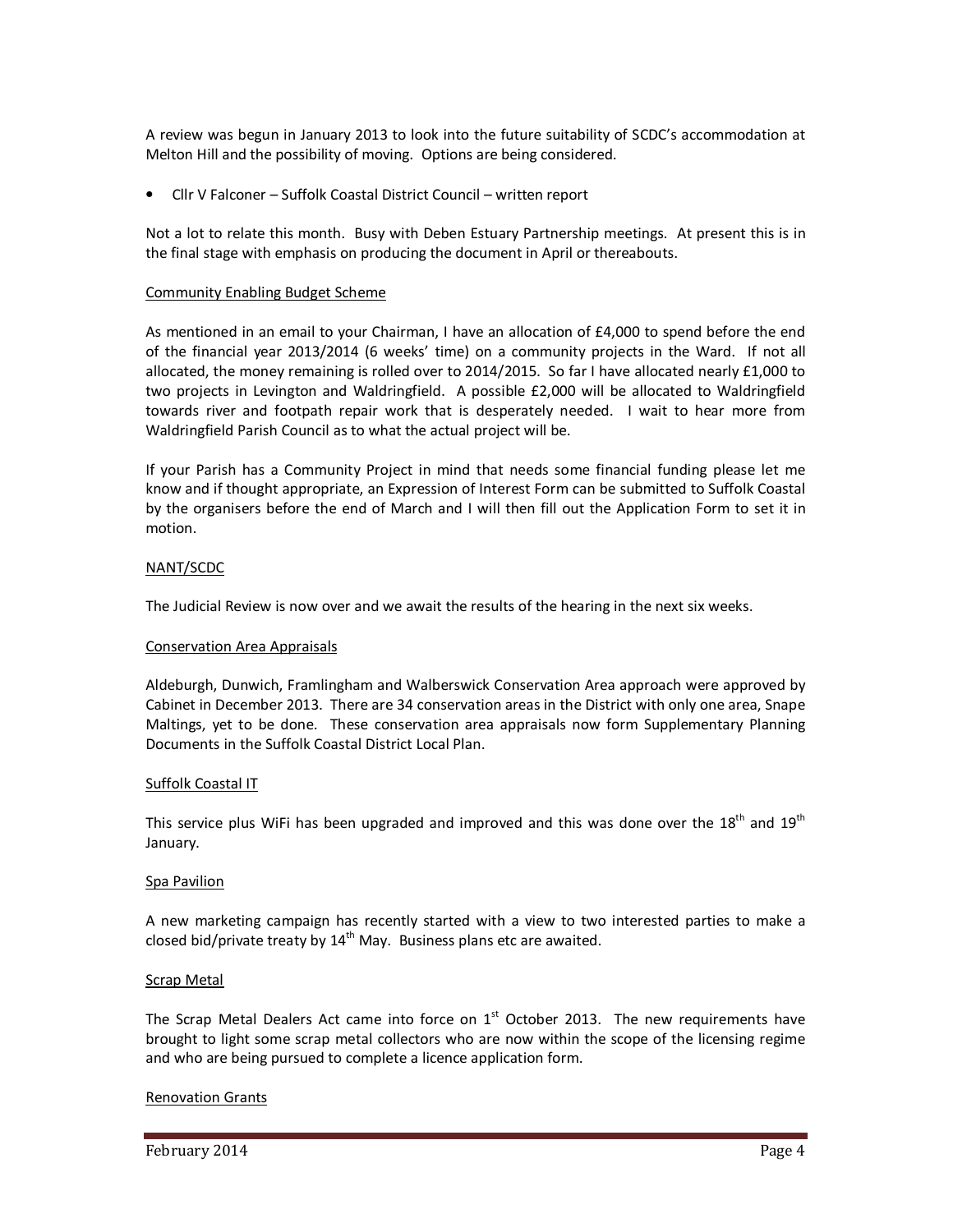A review was begun in January 2013 to look into the future suitability of SCDC's accommodation at Melton Hill and the possibility of moving. Options are being considered.

- Cllr V Falconer – Suffolk Coastal District Council – written report

Not a lot to relate this month. Busy with Deben Estuary Partnership meetings. At present this is in the final stage with emphasis on producing the document in April or thereabouts.

Community Enabling Budget Scheme

As mentioned in an email to your Chairman, I have an allocation of £4,000 to spend before the end of the financial year 2013/2014 (6 weeks' time) on a community projects in the Ward. If not all allocated, the money remaining is rolled over to 2014/2015. So far I have allocated nearly £1,000 to two projects in Levington and Waldringfield. A possible £2,000 will be allocated to Waldringfield towards river and footpath repair work that is desperately needed. I wait to hear more from Waldringfield Parish Council as to what the actual project will be.

If your Parish has a Community Project in mind that needs some financial funding please let me know and if thought appropriate, an Expression of Interest Form can be submitted to Suffolk Coastal by the organisers before the end of March and I will then fill out the Application Form to set it in motion.

NANT/SCDC

The Judicial Review is now over and we await the results of the hearing in the next six weeks.

Conservation Area Appraisals

Aldeburgh, Dunwich, Framlingham and Walberswick Conservation Area approach were approved by Cabinet in December 2013. There are 34 conservation areas in the District with only one area, Snape Maltings, yet to be done. These conservation area appraisals now form Supplementary Planning Documents in the Suffolk Coastal District Local Plan.

Suffolk Coastal IT

This service plus WiFi has been upgraded and improved and this was done over the 18th and 19th January.

Spa Pavilion

A new marketing campaign has recently started with a view to two interested parties to make a closed bid/private treaty by 14th May. Business plans etc are awaited.

Scrap Metal

The Scrap Metal Dealers Act came into force on 1st October 2013. The new requirements have brought to light some scrap metal collectors who are now within the scope of the licensing regime and who are being pursued to complete a licence application form.

Renovation Grants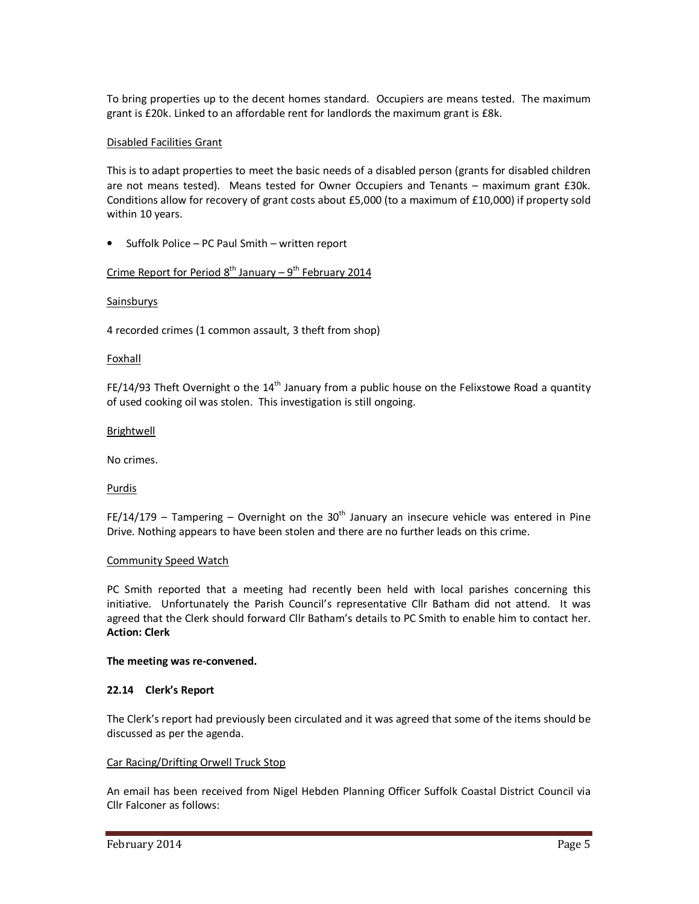To bring properties up to the decent homes standard. Occupiers are means tested. The maximum grant is £20k. Linked to an affordable rent for landlords the maximum grant is £8k.

Disabled Facilities Grant

This is to adapt properties to meet the basic needs of a disabled person (grants for disabled children are not means tested). Means tested for Owner Occupiers and Tenants – maximum grant £30k. Conditions allow for recovery of grant costs about £5,000 (to a maximum of £10,000) if property sold within 10 years.

- Suffolk Police – PC Paul Smith – written report

Crime Report for Period 8th January – 9th February 2014

Sainsburys

4 recorded crimes (1 common assault, 3 theft from shop)

Foxhall

FE/14/93 Theft Overnight o the 14th January from a public house on the Felixstowe Road a quantity of used cooking oil was stolen. This investigation is still ongoing.

Brightwell

No crimes.

Purdis

FE/14/179 – Tampering – Overnight on the 30th January an insecure vehicle was entered in Pine Drive. Nothing appears to have been stolen and there are no further leads on this crime.

Community Speed Watch

PC Smith reported that a meeting had recently been held with local parishes concerning this initiative. Unfortunately the Parish Council's representative Cllr Batham did not attend. It was agreed that the Clerk should forward Cllr Batham's details to PC Smith to enable him to contact her.
**Action: Clerk**

**The meeting was re-convened.**

**22.14 Clerk's Report**

The Clerk's report had previously been circulated and it was agreed that some of the items should be discussed as per the agenda.

Car Racing/Drifting Orwell Truck Stop

An email has been received from Nigel Hebden Planning Officer Suffolk Coastal District Council via Cllr Falconer as follows: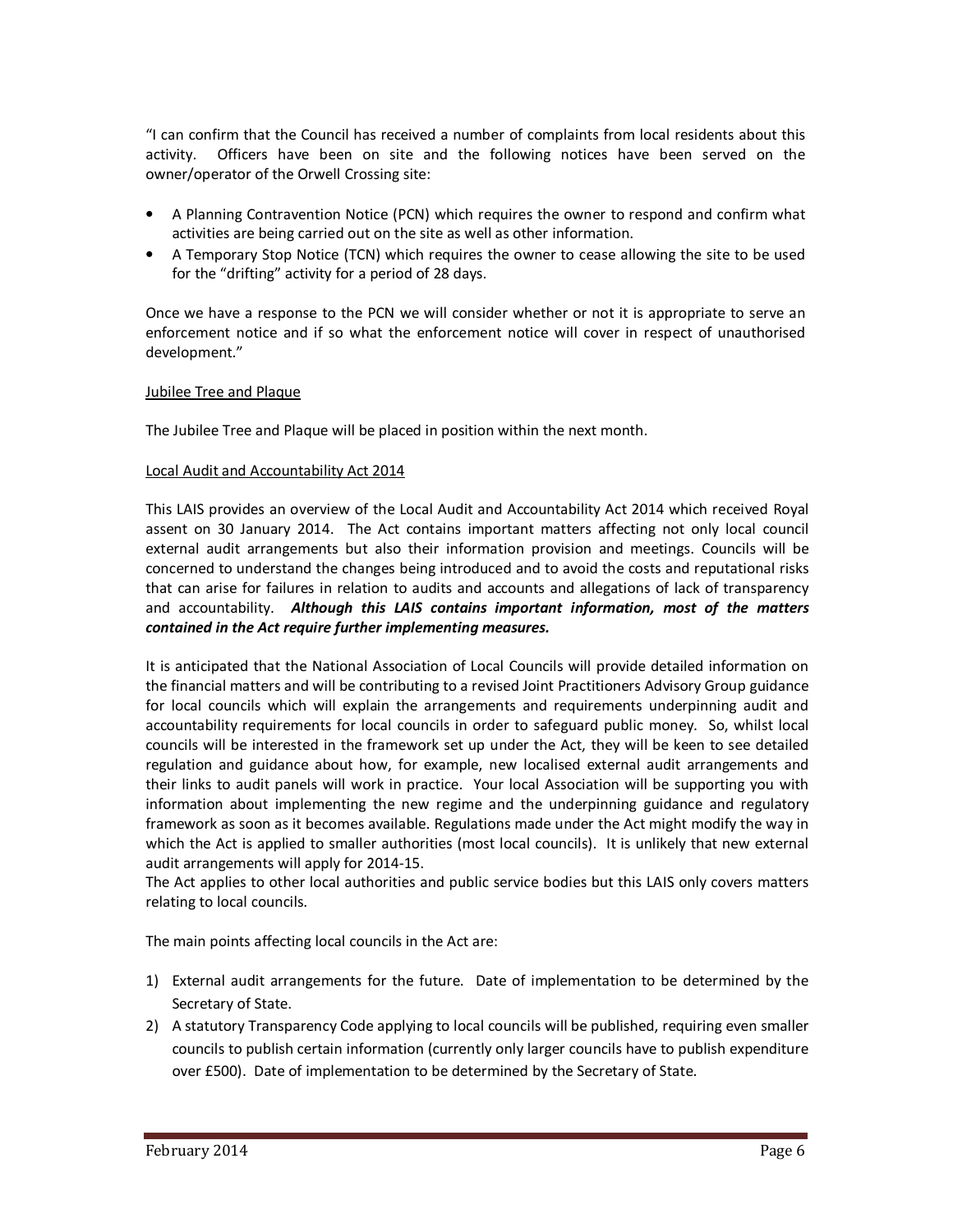"I can confirm that the Council has received a number of complaints from local residents about this activity. Officers have been on site and the following notices have been served on the owner/operator of the Orwell Crossing site:

- A Planning Contravention Notice (PCN) which requires the owner to respond and confirm what activities are being carried out on the site as well as other information.
- A Temporary Stop Notice (TCN) which requires the owner to cease allowing the site to be used for the "drifting" activity for a period of 28 days.

Once we have a response to the PCN we will consider whether or not it is appropriate to serve an enforcement notice and if so what the enforcement notice will cover in respect of unauthorised development."

Jubilee Tree and Plaque

The Jubilee Tree and Plaque will be placed in position within the next month.

Local Audit and Accountability Act 2014

This LAIS provides an overview of the Local Audit and Accountability Act 2014 which received Royal assent on 30 January 2014. The Act contains important matters affecting not only local council external audit arrangements but also their information provision and meetings. Councils will be concerned to understand the changes being introduced and to avoid the costs and reputational risks that can arise for failures in relation to audits and accounts and allegations of lack of transparency and accountability. ***Although this LAIS contains important information, most of the matters contained in the Act require further implementing measures.***

It is anticipated that the National Association of Local Councils will provide detailed information on the financial matters and will be contributing to a revised Joint Practitioners Advisory Group guidance for local councils which will explain the arrangements and requirements underpinning audit and accountability requirements for local councils in order to safeguard public money. So, whilst local councils will be interested in the framework set up under the Act, they will be keen to see detailed regulation and guidance about how, for example, new localised external audit arrangements and their links to audit panels will work in practice. Your local Association will be supporting you with information about implementing the new regime and the underpinning guidance and regulatory framework as soon as it becomes available. Regulations made under the Act might modify the way in which the Act is applied to smaller authorities (most local councils). It is unlikely that new external audit arrangements will apply for 2014-15.
The Act applies to other local authorities and public service bodies but this LAIS only covers matters relating to local councils.

The main points affecting local councils in the Act are:

1) External audit arrangements for the future. Date of implementation to be determined by the Secretary of State.
2) A statutory Transparency Code applying to local councils will be published, requiring even smaller councils to publish certain information (currently only larger councils have to publish expenditure over £500). Date of implementation to be determined by the Secretary of State.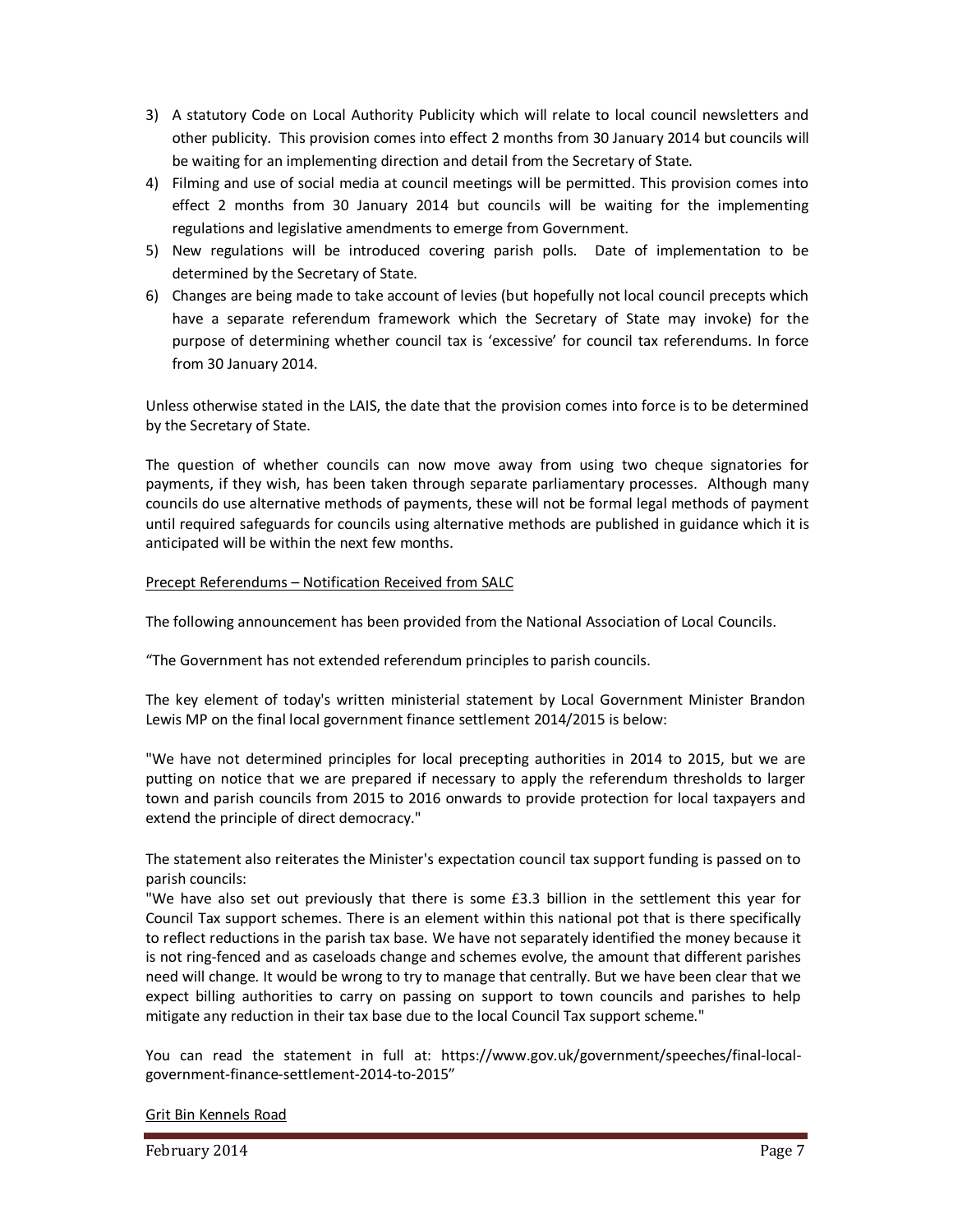3) A statutory Code on Local Authority Publicity which will relate to local council newsletters and other publicity. This provision comes into effect 2 months from 30 January 2014 but councils will be waiting for an implementing direction and detail from the Secretary of State.
4) Filming and use of social media at council meetings will be permitted. This provision comes into effect 2 months from 30 January 2014 but councils will be waiting for the implementing regulations and legislative amendments to emerge from Government.
5) New regulations will be introduced covering parish polls. Date of implementation to be determined by the Secretary of State.
6) Changes are being made to take account of levies (but hopefully not local council precepts which have a separate referendum framework which the Secretary of State may invoke) for the purpose of determining whether council tax is 'excessive' for council tax referendums. In force from 30 January 2014.

Unless otherwise stated in the LAIS, the date that the provision comes into force is to be determined by the Secretary of State.

The question of whether councils can now move away from using two cheque signatories for payments, if they wish, has been taken through separate parliamentary processes. Although many councils do use alternative methods of payments, these will not be formal legal methods of payment until required safeguards for councils using alternative methods are published in guidance which it is anticipated will be within the next few months.

<u>Precept Referendums – Notification Received from SALC</u>

The following announcement has been provided from the National Association of Local Councils.

"The Government has not extended referendum principles to parish councils.

The key element of today's written ministerial statement by Local Government Minister Brandon Lewis MP on the final local government finance settlement 2014/2015 is below:

"We have not determined principles for local precepting authorities in 2014 to 2015, but we are putting on notice that we are prepared if necessary to apply the referendum thresholds to larger town and parish councils from 2015 to 2016 onwards to provide protection for local taxpayers and extend the principle of direct democracy."

The statement also reiterates the Minister's expectation council tax support funding is passed on to parish councils:
"We have also set out previously that there is some £3.3 billion in the settlement this year for Council Tax support schemes. There is an element within this national pot that is there specifically to reflect reductions in the parish tax base. We have not separately identified the money because it is not ring-fenced and as caseloads change and schemes evolve, the amount that different parishes need will change. It would be wrong to try to manage that centrally. But we have been clear that we expect billing authorities to carry on passing on support to town councils and parishes to help mitigate any reduction in their tax base due to the local Council Tax support scheme."

You can read the statement in full at: https://www.gov.uk/government/speeches/final-local-government-finance-settlement-2014-to-2015"

<u>Grit Bin Kennels Road</u>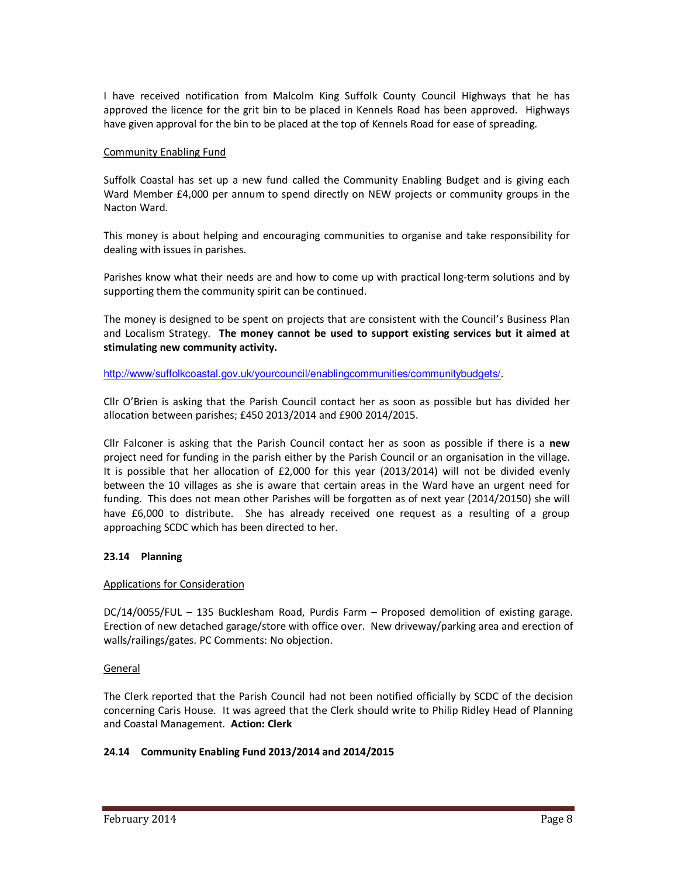I have received notification from Malcolm King Suffolk County Council Highways that he has approved the licence for the grit bin to be placed in Kennels Road has been approved. Highways have given approval for the bin to be placed at the top of Kennels Road for ease of spreading.

Community Enabling Fund

Suffolk Coastal has set up a new fund called the Community Enabling Budget and is giving each Ward Member £4,000 per annum to spend directly on NEW projects or community groups in the Nacton Ward.

This money is about helping and encouraging communities to organise and take responsibility for dealing with issues in parishes.

Parishes know what their needs are and how to come up with practical long-term solutions and by supporting them the community spirit can be continued.

The money is designed to be spent on projects that are consistent with the Council's Business Plan and Localism Strategy. **The money cannot be used to support existing services but it aimed at stimulating new community activity.**

http://www/suffolkcoastal.gov.uk/yourcouncil/enablingcommunities/communitybudgets/.

Cllr O'Brien is asking that the Parish Council contact her as soon as possible but has divided her allocation between parishes; £450 2013/2014 and £900 2014/2015.

Cllr Falconer is asking that the Parish Council contact her as soon as possible if there is a **new** project need for funding in the parish either by the Parish Council or an organisation in the village. It is possible that her allocation of £2,000 for this year (2013/2014) will not be divided evenly between the 10 villages as she is aware that certain areas in the Ward have an urgent need for funding. This does not mean other Parishes will be forgotten as of next year (2014/20150) she will have £6,000 to distribute. She has already received one request as a resulting of a group approaching SCDC which has been directed to her.

### 23.14 Planning

Applications for Consideration

DC/14/0055/FUL – 135 Bucklesham Road, Purdis Farm – Proposed demolition of existing garage. Erection of new detached garage/store with office over. New driveway/parking area and erection of walls/railings/gates. PC Comments: No objection.

General

The Clerk reported that the Parish Council had not been notified officially by SCDC of the decision concerning Caris House. It was agreed that the Clerk should write to Philip Ridley Head of Planning and Coastal Management. **Action: Clerk**

### 24.14 Community Enabling Fund 2013/2014 and 2014/2015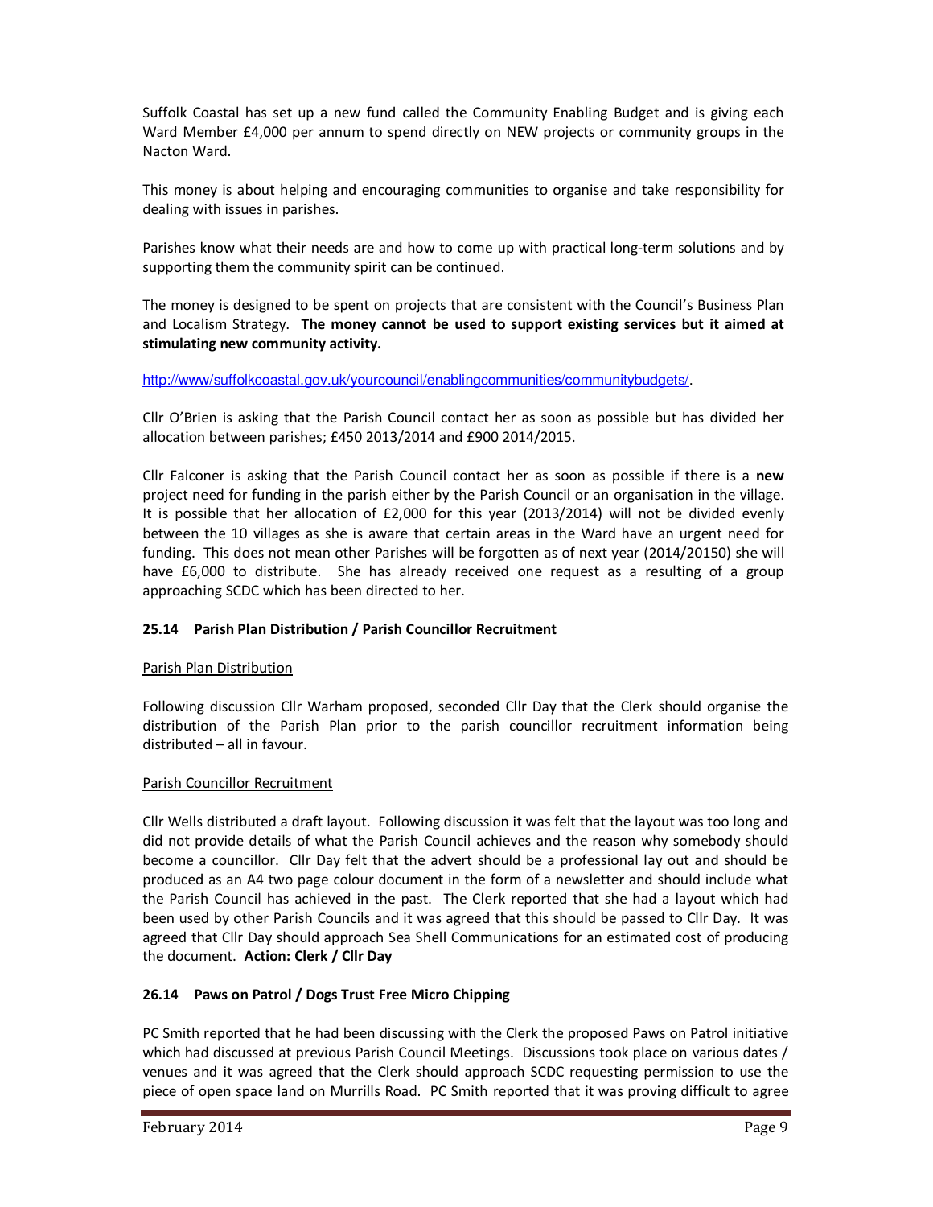Suffolk Coastal has set up a new fund called the Community Enabling Budget and is giving each Ward Member £4,000 per annum to spend directly on NEW projects or community groups in the Nacton Ward.

This money is about helping and encouraging communities to organise and take responsibility for dealing with issues in parishes.

Parishes know what their needs are and how to come up with practical long-term solutions and by supporting them the community spirit can be continued.

The money is designed to be spent on projects that are consistent with the Council's Business Plan and Localism Strategy. **The money cannot be used to support existing services but it aimed at stimulating new community activity.**

http://www/suffolkcoastal.gov.uk/yourcouncil/enablingcommunities/communitybudgets/.

Cllr O'Brien is asking that the Parish Council contact her as soon as possible but has divided her allocation between parishes; £450 2013/2014 and £900 2014/2015.

Cllr Falconer is asking that the Parish Council contact her as soon as possible if there is a **new** project need for funding in the parish either by the Parish Council or an organisation in the village. It is possible that her allocation of £2,000 for this year (2013/2014) will not be divided evenly between the 10 villages as she is aware that certain areas in the Ward have an urgent need for funding. This does not mean other Parishes will be forgotten as of next year (2014/20150) she will have £6,000 to distribute. She has already received one request as a resulting of a group approaching SCDC which has been directed to her.

### 25.14 Parish Plan Distribution / Parish Councillor Recruitment

Parish Plan Distribution

Following discussion Cllr Warham proposed, seconded Cllr Day that the Clerk should organise the distribution of the Parish Plan prior to the parish councillor recruitment information being distributed – all in favour.

Parish Councillor Recruitment

Cllr Wells distributed a draft layout. Following discussion it was felt that the layout was too long and did not provide details of what the Parish Council achieves and the reason why somebody should become a councillor. Cllr Day felt that the advert should be a professional lay out and should be produced as an A4 two page colour document in the form of a newsletter and should include what the Parish Council has achieved in the past. The Clerk reported that she had a layout which had been used by other Parish Councils and it was agreed that this should be passed to Cllr Day. It was agreed that Cllr Day should approach Sea Shell Communications for an estimated cost of producing the document. **Action: Clerk / Cllr Day**

### 26.14 Paws on Patrol / Dogs Trust Free Micro Chipping

PC Smith reported that he had been discussing with the Clerk the proposed Paws on Patrol initiative which had discussed at previous Parish Council Meetings. Discussions took place on various dates / venues and it was agreed that the Clerk should approach SCDC requesting permission to use the piece of open space land on Murrills Road. PC Smith reported that it was proving difficult to agree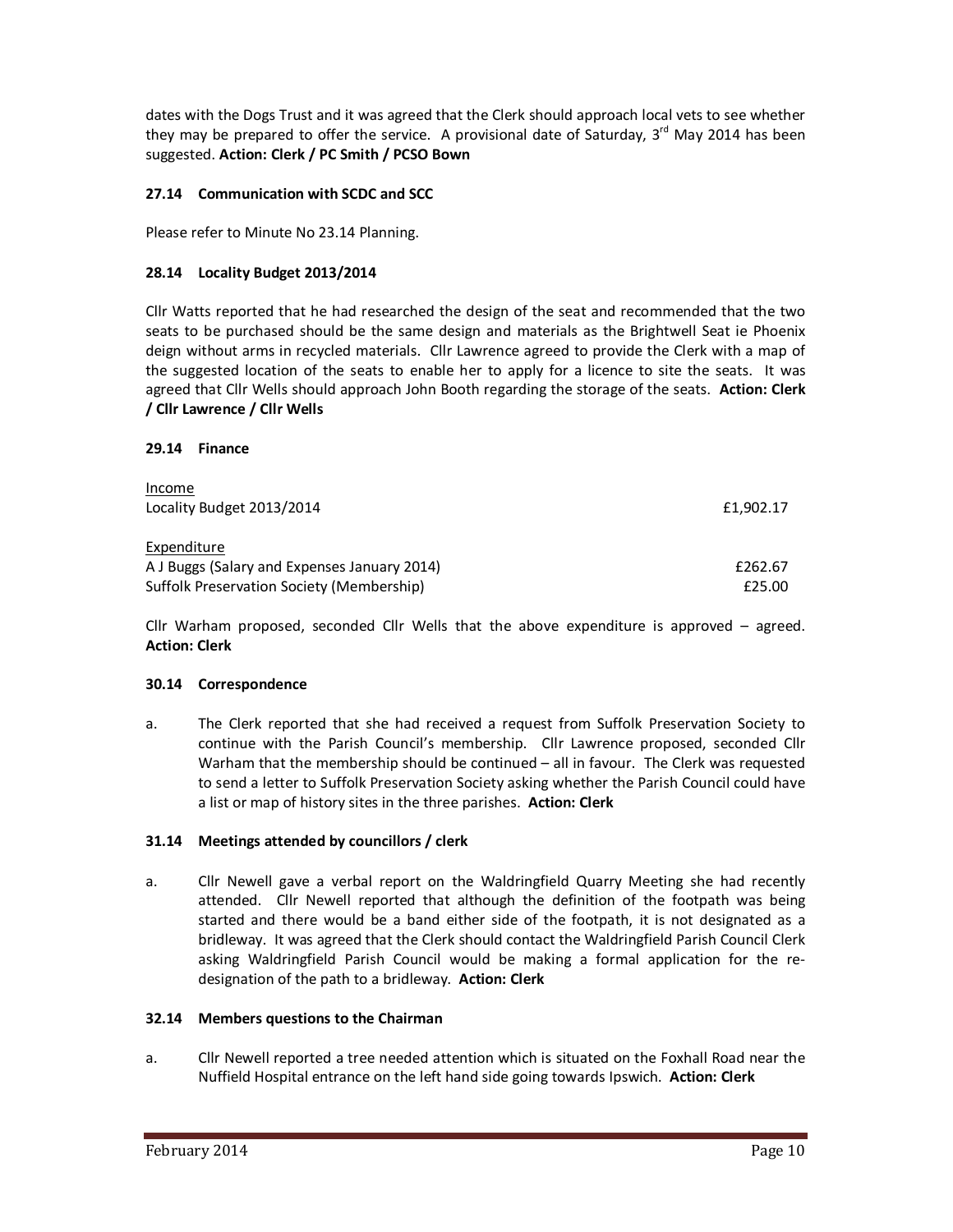dates with the Dogs Trust and it was agreed that the Clerk should approach local vets to see whether they may be prepared to offer the service. A provisional date of Saturday, 3rd May 2014 has been suggested. **Action: Clerk / PC Smith / PCSO Bown**

### 27.14 Communication with SCDC and SCC

Please refer to Minute No 23.14 Planning.

### 28.14 Locality Budget 2013/2014

Cllr Watts reported that he had researched the design of the seat and recommended that the two seats to be purchased should be the same design and materials as the Brightwell Seat ie Phoenix deign without arms in recycled materials. Cllr Lawrence agreed to provide the Clerk with a map of the suggested location of the seats to enable her to apply for a licence to site the seats. It was agreed that Cllr Wells should approach John Booth regarding the storage of the seats. **Action: Clerk / Cllr Lawrence / Cllr Wells**

### 29.14 Finance

| Income | |
|---|---|
| Locality Budget 2013/2014 | £1,902.17 |
| **Expenditure** | |
| A J Buggs (Salary and Expenses January 2014) | £262.67 |
| Suffolk Preservation Society (Membership) | £25.00 |

Cllr Warham proposed, seconded Cllr Wells that the above expenditure is approved – agreed. **Action: Clerk**

### 30.14 Correspondence

a. The Clerk reported that she had received a request from Suffolk Preservation Society to continue with the Parish Council's membership. Cllr Lawrence proposed, seconded Cllr Warham that the membership should be continued – all in favour. The Clerk was requested to send a letter to Suffolk Preservation Society asking whether the Parish Council could have a list or map of history sites in the three parishes. **Action: Clerk**

### 31.14 Meetings attended by councillors / clerk

a. Cllr Newell gave a verbal report on the Waldringfield Quarry Meeting she had recently attended. Cllr Newell reported that although the definition of the footpath was being started and there would be a band either side of the footpath, it is not designated as a bridleway. It was agreed that the Clerk should contact the Waldringfield Parish Council Clerk asking Waldringfield Parish Council would be making a formal application for the re-designation of the path to a bridleway. **Action: Clerk**

### 32.14 Members questions to the Chairman

a. Cllr Newell reported a tree needed attention which is situated on the Foxhall Road near the Nuffield Hospital entrance on the left hand side going towards Ipswich. **Action: Clerk**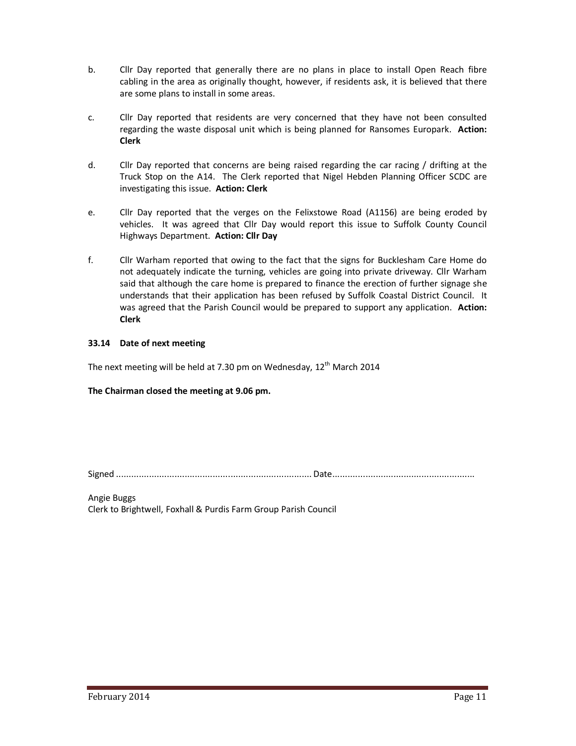b. Cllr Day reported that generally there are no plans in place to install Open Reach fibre cabling in the area as originally thought, however, if residents ask, it is believed that there are some plans to install in some areas.

c. Cllr Day reported that residents are very concerned that they have not been consulted regarding the waste disposal unit which is being planned for Ransomes Europark. **Action: Clerk**

d. Cllr Day reported that concerns are being raised regarding the car racing / drifting at the Truck Stop on the A14. The Clerk reported that Nigel Hebden Planning Officer SCDC are investigating this issue. **Action: Clerk**

e. Cllr Day reported that the verges on the Felixstowe Road (A1156) are being eroded by vehicles. It was agreed that Cllr Day would report this issue to Suffolk County Council Highways Department. **Action: Cllr Day**

f. Cllr Warham reported that owing to the fact that the signs for Bucklesham Care Home do not adequately indicate the turning, vehicles are going into private driveway. Cllr Warham said that although the care home is prepared to finance the erection of further signage she understands that their application has been refused by Suffolk Coastal District Council. It was agreed that the Parish Council would be prepared to support any application. **Action: Clerk**

**33.14 Date of next meeting**

The next meeting will be held at 7.30 pm on Wednesday, 12th March 2014

**The Chairman closed the meeting at 9.06 pm.**

Signed ............................................................................ Date.......................................................

Angie Buggs
Clerk to Brightwell, Foxhall & Purdis Farm Group Parish Council